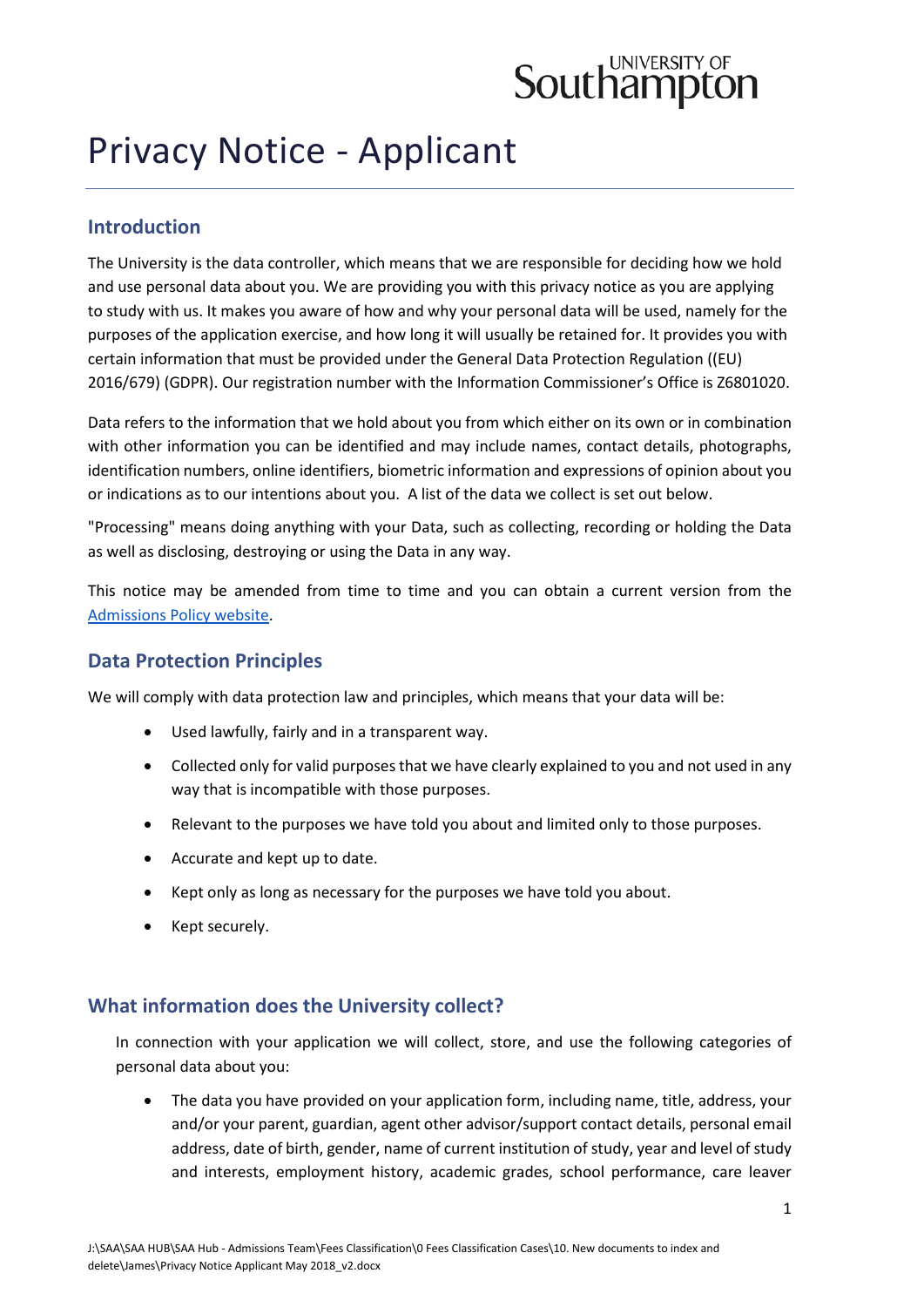# Privacy Notice - Applicant

## Introduction

The University is the data controller, which means that we are responsible for deciding how we hold and use personal data about you. We are providing you with this privacy notice as you are applying to study with us. It makes you aware of how and why your personal data will be used, namely for the purposes of the application exercise, and how long it will usually be retained for. It provides you with certain information that must be provided under the General Data Protection Regulation ((EU) 2016/679) (GDPR). Our registration number with the Information Commissioner's Office is Z6801020.

Data refers to the information that we hold about you from which either on its own or in combination with other information you can be identified and may include names, contact details, photographs, identification numbers, online identifiers, biometric information and expressions of opinion about you or indications as to our intentions about you. A list of the data we collect is set out below.

"Processing" means doing anything with your Data, such as collecting, recording or holding the Data as well as disclosing, destroying or using the Data in any way.

This notice may be amended from time to time and you can obtain a current version from the [Admissions Policy website](Admissions Policy website).

## Data Protection Principles

We will comply with data protection law and principles, which means that your data will be:

- Used lawfully, fairly and in a transparent way.
- Collected only for valid purposes that we have clearly explained to you and not used in any way that is incompatible with those purposes.
- Relevant to the purposes we have told you about and limited only to those purposes.
- Accurate and kept up to date.
- Kept only as long as necessary for the purposes we have told you about.
- Kept securely.

## What information does the University collect?

In connection with your application we will collect, store, and use the following categories of personal data about you:

- The data you have provided on your application form, including name, title, address, your and/or your parent, guardian, agent other advisor/support contact details, personal email address, date of birth, gender, name of current institution of study, year and level of study and interests, employment history, academic grades, school performance, care leaver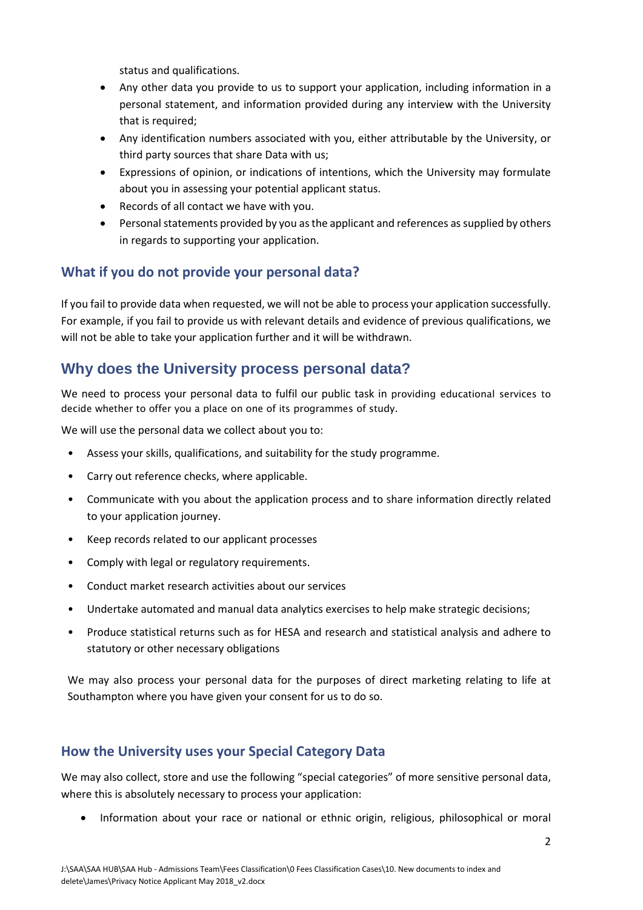status and qualifications.

- Any other data you provide to us to support your application, including information in a personal statement, and information provided during any interview with the University that is required;
- Any identification numbers associated with you, either attributable by the University, or third party sources that share Data with us;
- Expressions of opinion, or indications of intentions, which the University may formulate about you in assessing your potential applicant status.
- Records of all contact we have with you.
- Personal statements provided by you as the applicant and references as supplied by others in regards to supporting your application.

### What if you do not provide your personal data?

If you fail to provide data when requested, we will not be able to process your application successfully. For example, if you fail to provide us with relevant details and evidence of previous qualifications, we will not be able to take your application further and it will be withdrawn.

## Why does the University process personal data?

We need to process your personal data to fulfil our public task in providing educational services to decide whether to offer you a place on one of its programmes of study.

We will use the personal data we collect about you to:

- Assess your skills, qualifications, and suitability for the study programme.
- Carry out reference checks, where applicable.
- Communicate with you about the application process and to share information directly related to your application journey.
- Keep records related to our applicant processes
- Comply with legal or regulatory requirements.
- Conduct market research activities about our services
- Undertake automated and manual data analytics exercises to help make strategic decisions;
- Produce statistical returns such as for HESA and research and statistical analysis and adhere to statutory or other necessary obligations

We may also process your personal data for the purposes of direct marketing relating to life at Southampton where you have given your consent for us to do so.

### How the University uses your Special Category Data

We may also collect, store and use the following "special categories" of more sensitive personal data, where this is absolutely necessary to process your application:

- Information about your race or national or ethnic origin, religious, philosophical or moral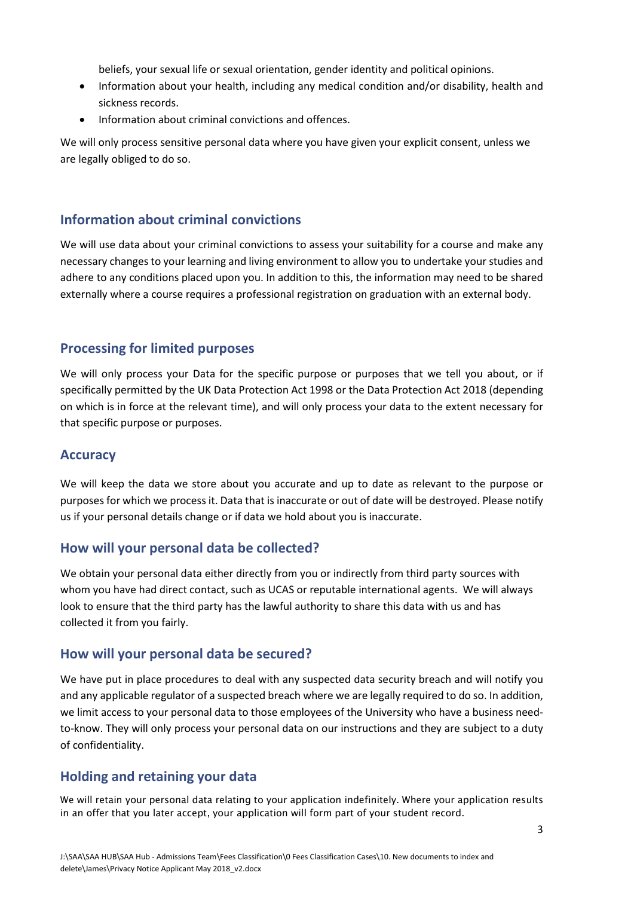beliefs, your sexual life or sexual orientation, gender identity and political opinions.

- Information about your health, including any medical condition and/or disability, health and sickness records.
- Information about criminal convictions and offences.

We will only process sensitive personal data where you have given your explicit consent, unless we are legally obliged to do so.

## Information about criminal convictions

We will use data about your criminal convictions to assess your suitability for a course and make any necessary changes to your learning and living environment to allow you to undertake your studies and adhere to any conditions placed upon you. In addition to this, the information may need to be shared externally where a course requires a professional registration on graduation with an external body.

## Processing for limited purposes

We will only process your Data for the specific purpose or purposes that we tell you about, or if specifically permitted by the UK Data Protection Act 1998 or the Data Protection Act 2018 (depending on which is in force at the relevant time), and will only process your data to the extent necessary for that specific purpose or purposes.

## Accuracy

We will keep the data we store about you accurate and up to date as relevant to the purpose or purposes for which we process it. Data that is inaccurate or out of date will be destroyed. Please notify us if your personal details change or if data we hold about you is inaccurate.

## How will your personal data be collected?

We obtain your personal data either directly from you or indirectly from third party sources with whom you have had direct contact, such as UCAS or reputable international agents. We will always look to ensure that the third party has the lawful authority to share this data with us and has collected it from you fairly.

## How will your personal data be secured?

We have put in place procedures to deal with any suspected data security breach and will notify you and any applicable regulator of a suspected breach where we are legally required to do so. In addition, we limit access to your personal data to those employees of the University who have a business need-to-know. They will only process your personal data on our instructions and they are subject to a duty of confidentiality.

## Holding and retaining your data

We will retain your personal data relating to your application indefinitely. Where your application results in an offer that you later accept, your application will form part of your student record.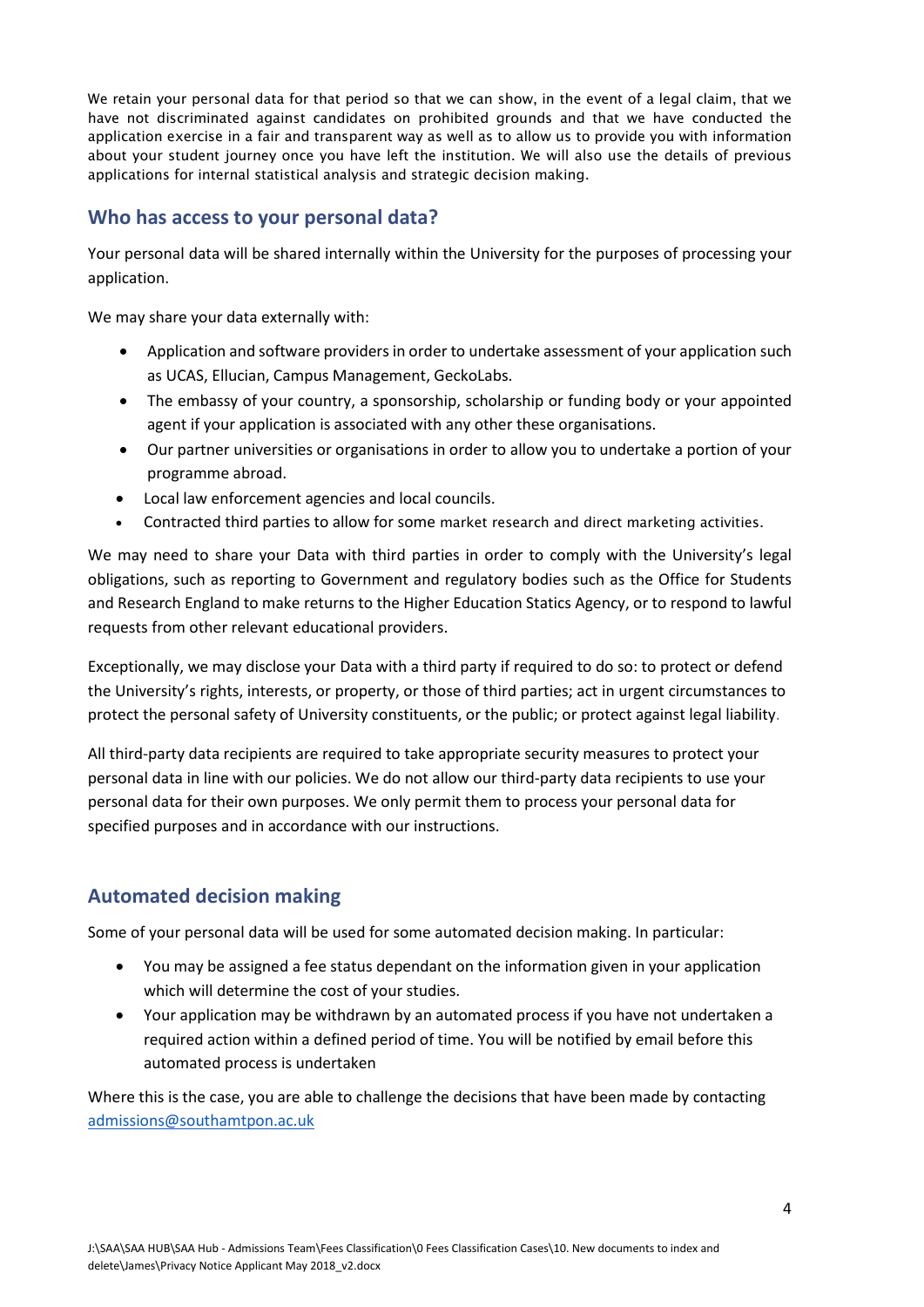We retain your personal data for that period so that we can show, in the event of a legal claim, that we have not discriminated against candidates on prohibited grounds and that we have conducted the application exercise in a fair and transparent way as well as to allow us to provide you with information about your student journey once you have left the institution. We will also use the details of previous applications for internal statistical analysis and strategic decision making.

## Who has access to your personal data?

Your personal data will be shared internally within the University for the purposes of processing your application.

We may share your data externally with:

- Application and software providers in order to undertake assessment of your application such as UCAS, Ellucian, Campus Management, GeckoLabs.
- The embassy of your country, a sponsorship, scholarship or funding body or your appointed agent if your application is associated with any other these organisations.
- Our partner universities or organisations in order to allow you to undertake a portion of your programme abroad.
- Local law enforcement agencies and local councils.
- Contracted third parties to allow for some market research and direct marketing activities.

We may need to share your Data with third parties in order to comply with the University's legal obligations, such as reporting to Government and regulatory bodies such as the Office for Students and Research England to make returns to the Higher Education Statics Agency, or to respond to lawful requests from other relevant educational providers.

Exceptionally, we may disclose your Data with a third party if required to do so: to protect or defend the University's rights, interests, or property, or those of third parties; act in urgent circumstances to protect the personal safety of University constituents, or the public; or protect against legal liability.

All third-party data recipients are required to take appropriate security measures to protect your personal data in line with our policies. We do not allow our third-party data recipients to use your personal data for their own purposes. We only permit them to process your personal data for specified purposes and in accordance with our instructions.

## Automated decision making

Some of your personal data will be used for some automated decision making. In particular:

- You may be assigned a fee status dependant on the information given in your application which will determine the cost of your studies.
- Your application may be withdrawn by an automated process if you have not undertaken a required action within a defined period of time. You will be notified by email before this automated process is undertaken

Where this is the case, you are able to challenge the decisions that have been made by contacting admissions@southamtpon.ac.uk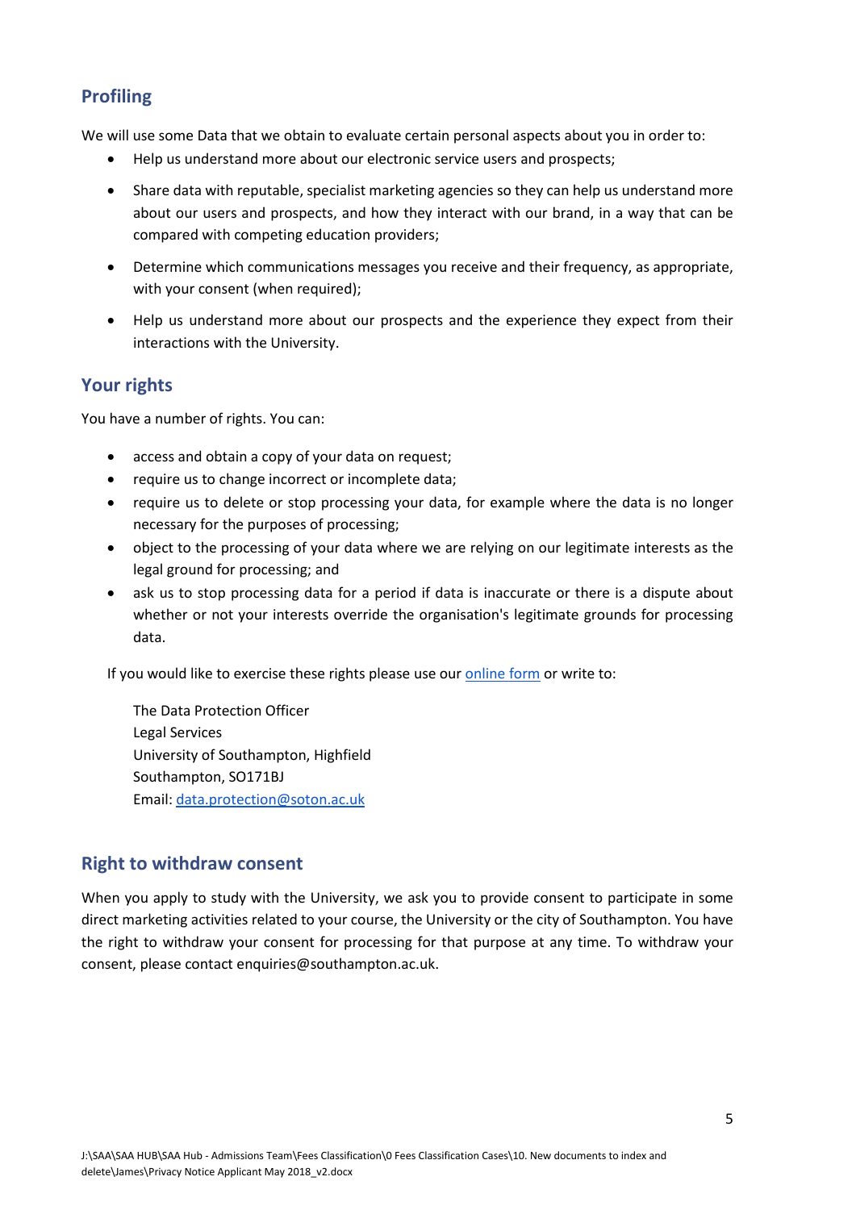## Profiling

We will use some Data that we obtain to evaluate certain personal aspects about you in order to:

- Help us understand more about our electronic service users and prospects;
- Share data with reputable, specialist marketing agencies so they can help us understand more about our users and prospects, and how they interact with our brand, in a way that can be compared with competing education providers;
- Determine which communications messages you receive and their frequency, as appropriate, with your consent (when required);
- Help us understand more about our prospects and the experience they expect from their interactions with the University.

## Your rights

You have a number of rights. You can:

- access and obtain a copy of your data on request;
- require us to change incorrect or incomplete data;
- require us to delete or stop processing your data, for example where the data is no longer necessary for the purposes of processing;
- object to the processing of your data where we are relying on our legitimate interests as the legal ground for processing; and
- ask us to stop processing data for a period if data is inaccurate or there is a dispute about whether or not your interests override the organisation's legitimate grounds for processing data.

If you would like to exercise these rights please use our [online form]() or write to:

The Data Protection Officer
Legal Services
University of Southampton, Highfield
Southampton, SO171BJ
Email: [data.protection@soton.ac.uk](mailto:data.protection@soton.ac.uk)

## Right to withdraw consent

When you apply to study with the University, we ask you to provide consent to participate in some direct marketing activities related to your course, the University or the city of Southampton. You have the right to withdraw your consent for processing for that purpose at any time. To withdraw your consent, please contact enquiries@southampton.ac.uk.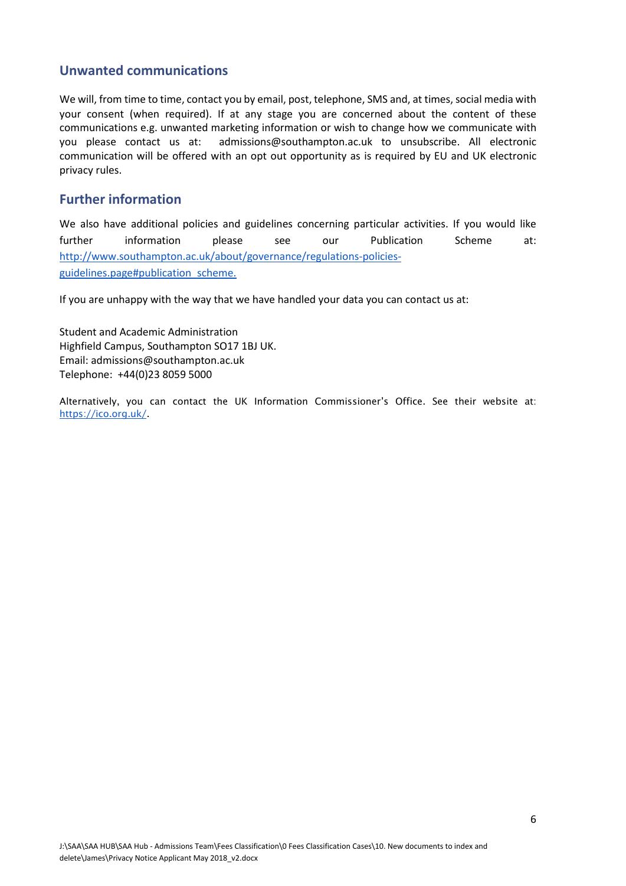## Unwanted communications

We will, from time to time, contact you by email, post, telephone, SMS and, at times, social media with your consent (when required). If at any stage you are concerned about the content of these communications e.g. unwanted marketing information or wish to change how we communicate with you please contact us at: admissions@southampton.ac.uk to unsubscribe. All electronic communication will be offered with an opt out opportunity as is required by EU and UK electronic privacy rules.

## Further information

We also have additional policies and guidelines concerning particular activities. If you would like further information please see our Publication Scheme at: http://www.southampton.ac.uk/about/governance/regulations-policies-guidelines.page#publication_scheme.

If you are unhappy with the way that we have handled your data you can contact us at:

Student and Academic Administration
Highfield Campus, Southampton SO17 1BJ UK.
Email: admissions@southampton.ac.uk
Telephone: +44(0)23 8059 5000

Alternatively, you can contact the UK Information Commissioner's Office. See their website at: https://ico.org.uk/.